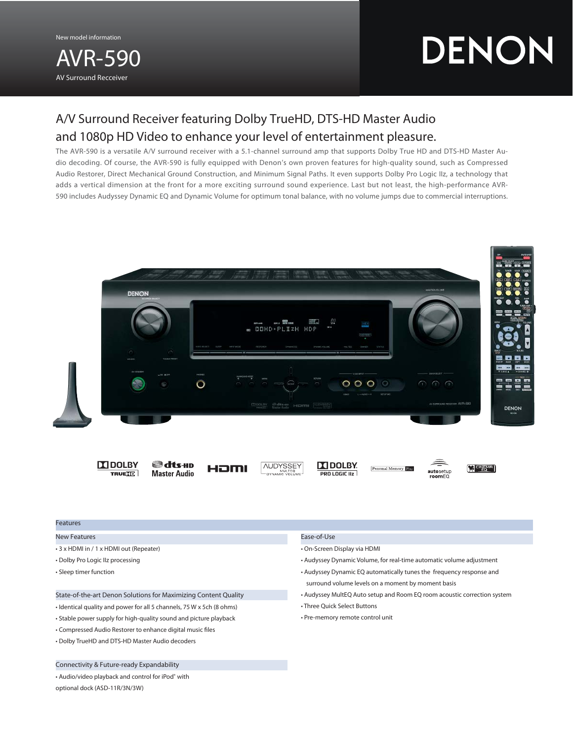New model information

# AVR-590

AV Surround Recceiver

DENON

## A/V Surround Receiver featuring Dolby TrueHD, DTS-HD Master Audio and 1080p HD Video to enhance your level of entertainment pleasure.

The AVR-590 is a versatile A/V surround receiver with a 5.1-channel surround amp that supports Dolby True HD and DTS-HD Master Audio decoding. Of course, the AVR-590 is fully equipped with Denon's own proven features for high-quality sound, such as Compressed Audio Restorer, Direct Mechanical Ground Construction, and Minimum Signal Paths. It even supports Dolby Pro Logic IIz, a technology that adds a vertical dimension at the front for a more exciting surround sound experience. Last but not least, the high-performance AVR-590 includes Audyssey Dynamic EQ and Dynamic Volume for optimum tonal balance, with no volume jumps due to commercial interruptions.

## Features

### New Features

- 3 x HDMI in / 1 x HDMI out (Repeater)
- Dolby Pro Logic IIz processing
- Sleep timer function

### State-of-the-art Denon Solutions for Maximizing Content Quality

- Identical quality and power for all 5 channels, 75 W x 5ch (8 ohms)
- Stable power supply for high-quality sound and picture playback
- Compressed Audio Restorer to enhance digital music files
- Dolby TrueHD and DTS-HD Master Audio decoders

### Connectivity & Future-ready Expandability

- Audio/video playback and control for iPod® with optional dock (ASD-11R/3N/3W)

### Ease-of-Use

- On-Screen Display via HDMI
- Audyssey Dynamic Volume, for real-time automatic volume adjustment
- Audyssey Dynamic EQ automatically tunes the frequency response and surround volume levels on a moment by moment basis
- Audyssey MultEQ Auto setup and Room EQ room acoustic correction system
- Three Quick Select Buttons
- Pre-memory remote control unit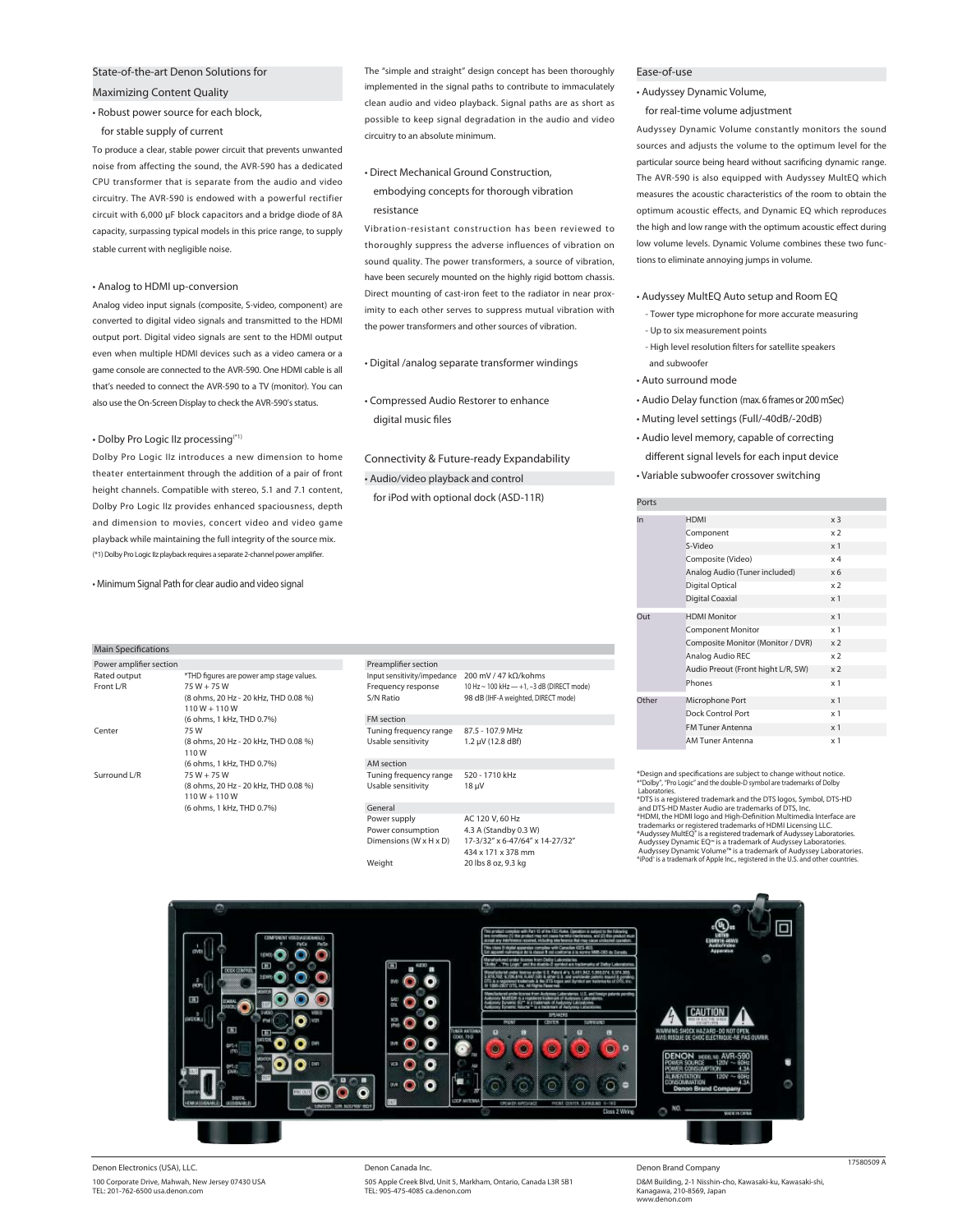## State-of-the-art Denon Solutions for Maximizing Content Quality

• Robust power source for each block, for stable supply of current

To produce a clear, stable power circuit that prevents unwanted noise from affecting the sound, the AVR-590 has a dedicated CPU transformer that is separate from the audio and video circuitry. The AVR-590 is endowed with a powerful rectifier circuit with 6,000 µF block capacitors and a bridge diode of 8A capacity, surpassing typical models in this price range, to supply stable current with negligible noise.

• Analog to HDMI up-conversion

Analog video input signals (composite, S-video, component) are converted to digital video signals and transmitted to the HDMI output port. Digital video signals are sent to the HDMI output even when multiple HDMI devices such as a video camera or a game console are connected to the AVR-590. One HDMI cable is all that's needed to connect the AVR-590 to a TV (monitor). You can also use the On-Screen Display to check the AVR-590's status.

• Dolby Pro Logic IIz processing(*1)

Dolby Pro Logic IIz introduces a new dimension to home theater entertainment through the addition of a pair of front height channels. Compatible with stereo, 5.1 and 7.1 content, Dolby Pro Logic IIz provides enhanced spaciousness, depth and dimension to movies, concert video and video game playback while maintaining the full integrity of the source mix.

(*1) Dolby Pro Logic IIz playback requires a separate 2-channel power amplifier.

• Minimum Signal Path for clear audio and video signal

The "simple and straight" design concept has been thoroughly implemented in the signal paths to contribute to immaculately clean audio and video playback. Signal paths are as short as possible to keep signal degradation in the audio and video circuitry to an absolute minimum.

• Direct Mechanical Ground Construction, embodying concepts for thorough vibration resistance

Vibration-resistant construction has been reviewed to thoroughly suppress the adverse influences of vibration on sound quality. The power transformers, a source of vibration, have been securely mounted on the highly rigid bottom chassis. Direct mounting of cast-iron feet to the radiator in near proximity to each other serves to suppress mutual vibration with the power transformers and other sources of vibration.

• Digital /analog separate transformer windings

• Compressed Audio Restorer to enhance digital music files

## Connectivity & Future-ready Expandability

• Audio/video playback and control for iPod with optional dock (ASD-11R)

## Ease-of-use

• Audyssey Dynamic Volume, for real-time volume adjustment

Audyssey Dynamic Volume constantly monitors the sound sources and adjusts the volume to the optimum level for the particular source being heard without sacrificing dynamic range. The AVR-590 is also equipped with Audyssey MultEQ which measures the acoustic characteristics of the room to obtain the optimum acoustic effects, and Dynamic EQ which reproduces the high and low range with the optimum acoustic effect during low volume levels. Dynamic Volume combines these two functions to eliminate annoying jumps in volume.

• Audyssey MultEQ Auto setup and Room EQ
  - Tower type microphone for more accurate measuring
  - Up to six measurement points
  - High level resolution filters for satellite speakers and subwoofer
• Auto surround mode
• Audio Delay function (max. 6 frames or 200 mSec)
• Muting level settings (Full/-40dB/-20dB)
• Audio level memory, capable of correcting different signal levels for each input device
• Variable subwoofer crossover switching

### Ports

| | | |
|---|---|---|
| In | HDMI | x 3 |
| | Component | x 2 |
| | S-Video | x 1 |
| | Composite (Video) | x 4 |
| | Analog Audio (Tuner included) | x 6 |
| | Digital Optical | x 2 |
| | Digital Coaxial | x 1 |
| Out | HDMI Monitor | x 1 |
| | Component Monitor | x 1 |
| | Composite Monitor (Monitor / DVR) | x 2 |
| | Analog Audio REC | x 2 |
| | Audio Preout (Front hight L/R, SW) | x 2 |
| | Phones | x 1 |
| Other | Microphone Port | x 1 |
| | Dock Control Port | x 1 |
| | FM Tuner Antenna | x 1 |
| | AM Tuner Antenna | x 1 |

## Main Specifications

**Power amplifier section**

| | |
|---|---|
| Rated output | *THD figures are power amp stage values. |
| Front L/R | 75 W + 75 W (8 ohms, 20 Hz - 20 kHz, THD 0.08 %) 110 W + 110 W (6 ohms, 1 kHz, THD 0.7%) |
| Center | 75 W (8 ohms, 20 Hz - 20 kHz, THD 0.08 %) 110 W (6 ohms, 1 kHz, THD 0.7%) |
| Surround L/R | 75 W + 75 W (8 ohms, 20 Hz - 20 kHz, THD 0.08 %) 110 W + 110 W (6 ohms, 1 kHz, THD 0.7%) |

**Preamplifier section**

| | |
|---|---|
| Input sensitivity/impedance | 200 mV / 47 kΩ/kohms |
| Frequency response | 10 Hz ~ 100 kHz — +1, –3 dB (DIRECT mode) |
| S/N Ratio | 98 dB (IHF-A weighted, DIRECT mode) |

**FM section**

| | |
|---|---|
| Tuning frequency range | 87.5 - 107.9 MHz |
| Usable sensitivity | 1.2 µV (12.8 dBf) |

**AM section**

| | |
|---|---|
| Tuning frequency range | 520 - 1710 kHz |
| Usable sensitivity | 18 µV |

**General**

| | |
|---|---|
| Power supply | AC 120 V, 60 Hz |
| Power consumption | 4.3 A (Standby 0.3 W) |
| Dimensions (W x H x D) | 17-3/32" x 6-47/64" x 14-27/32" 434 x 171 x 378 mm |
| Weight | 20 lbs 8 oz, 9.3 kg |

*Design and specifications are subject to change without notice.
*"Dolby", "Pro Logic" and the double-D symbol are trademarks of Dolby Laboratories.
*DTS is a registered trademark and the DTS logos, Symbol, DTS-HD and DTS-HD Master Audio are trademarks of DTS, Inc.
*HDMI, the HDMI logo and High-Definition Multimedia Interface are trademarks or registered trademarks of HDMI Licensing LLC.
*Audyssey MultEQ® is a registered trademark of Audyssey Laboratories. Audyssey Dynamic EQ™ is a trademark of Audyssey Laboratories. Audyssey Dynamic Volume™ is a trademark of Audyssey Laboratories.
*iPod® is a trademark of Apple Inc., registered in the U.S. and other countries.

Denon Electronics (USA), LLC.
100 Corporate Drive, Mahwah, New Jersey 07430 USA
TEL: 201-762-6500 usa.denon.com

Denon Canada Inc.
505 Apple Creek Blvd, Unit 5, Markham, Ontario, Canada L3R 5B1
TEL: 905-475-4085 ca.denon.com

Denon Brand Company
D&M Building, 2-1 Nisshin-cho, Kawasaki-ku, Kawasaki-shi, Kanagawa, 210-8569, Japan
www.denon.com

17580509 A